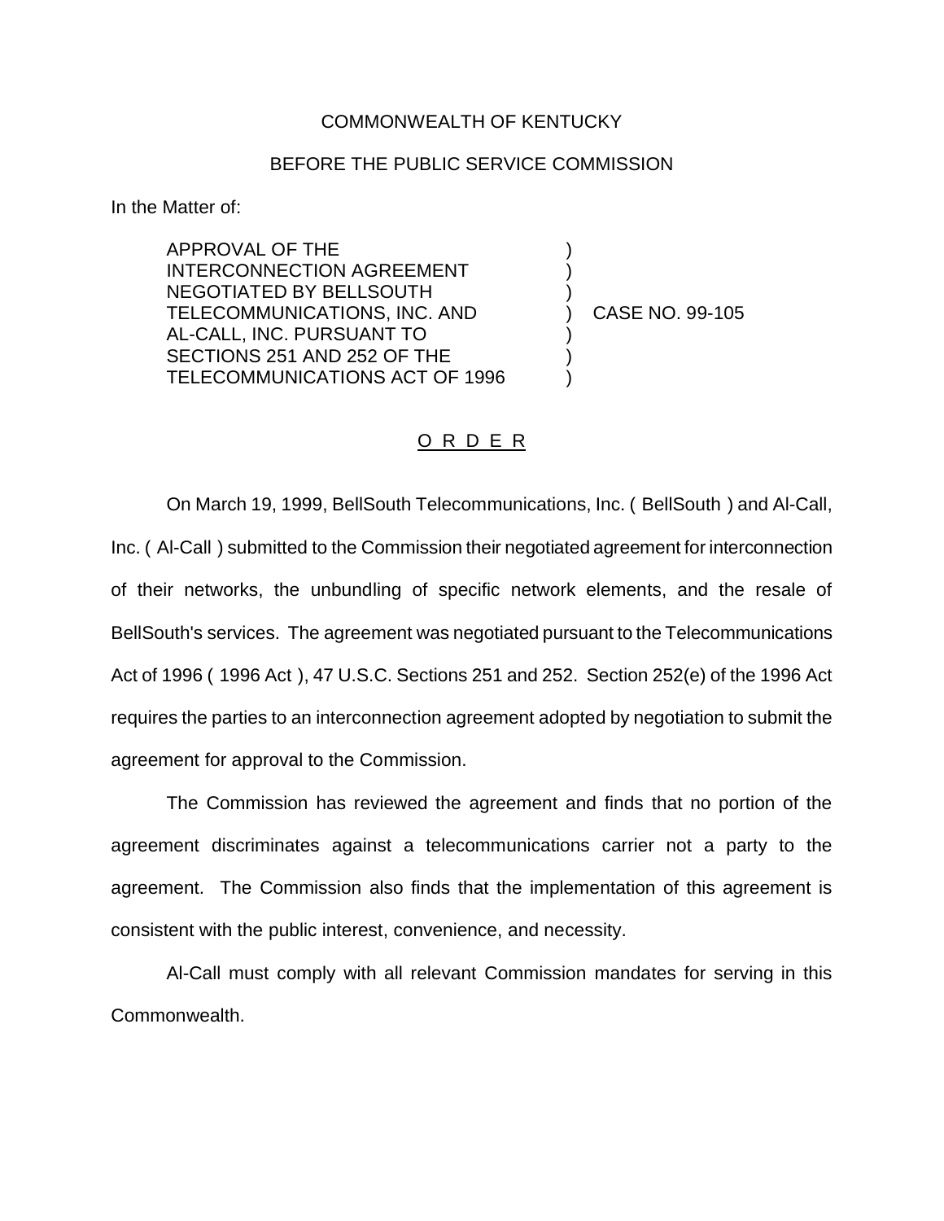COMMONWEALTH OF KENTUCKY

BEFORE THE PUBLIC SERVICE COMMISSION

In the Matter of:

| | | |
|---|---|---|
| APPROVAL OF THE INTERCONNECTION AGREEMENT NEGOTIATED BY BELLSOUTH TELECOMMUNICATIONS, INC. AND AL-CALL, INC. PURSUANT TO SECTIONS 251 AND 252 OF THE TELECOMMUNICATIONS ACT OF 1996 | ) | CASE NO. 99-105 |

O R D E R

On March 19, 1999, BellSouth Telecommunications, Inc. ( BellSouth ) and Al-Call, Inc. ( Al-Call ) submitted to the Commission their negotiated agreement for interconnection of their networks, the unbundling of specific network elements, and the resale of BellSouth's services. The agreement was negotiated pursuant to the Telecommunications Act of 1996 ( 1996 Act ), 47 U.S.C. Sections 251 and 252. Section 252(e) of the 1996 Act requires the parties to an interconnection agreement adopted by negotiation to submit the agreement for approval to the Commission.

The Commission has reviewed the agreement and finds that no portion of the agreement discriminates against a telecommunications carrier not a party to the agreement. The Commission also finds that the implementation of this agreement is consistent with the public interest, convenience, and necessity.

Al-Call must comply with all relevant Commission mandates for serving in this Commonwealth.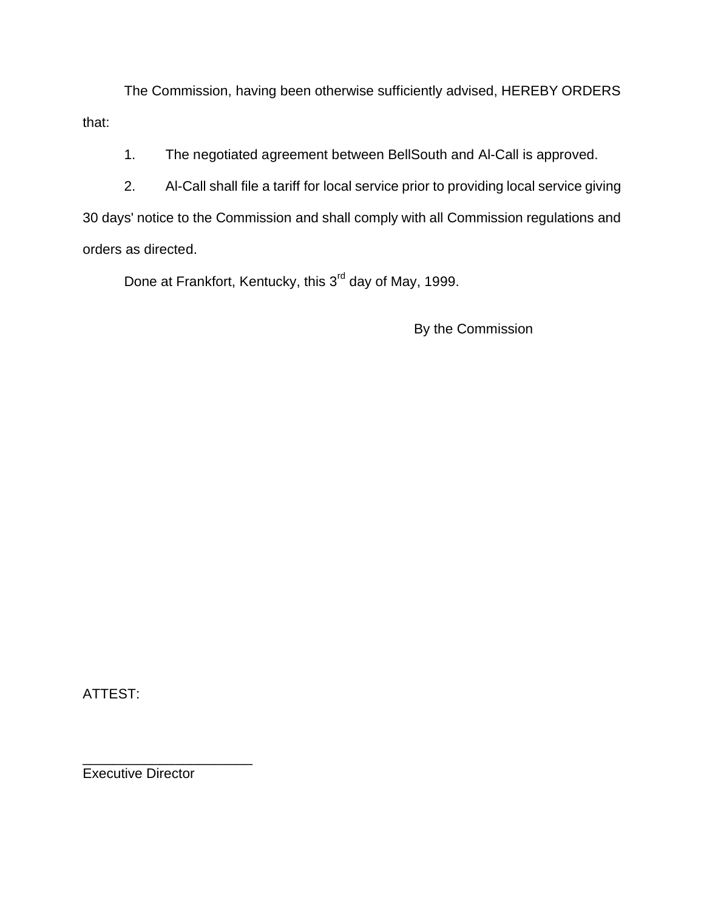The Commission, having been otherwise sufficiently advised, HEREBY ORDERS that:

1. The negotiated agreement between BellSouth and Al-Call is approved.

2. Al-Call shall file a tariff for local service prior to providing local service giving 30 days' notice to the Commission and shall comply with all Commission regulations and orders as directed.

Done at Frankfort, Kentucky, this 3rd day of May, 1999.

By the Commission

ATTEST:

______________________
Executive Director